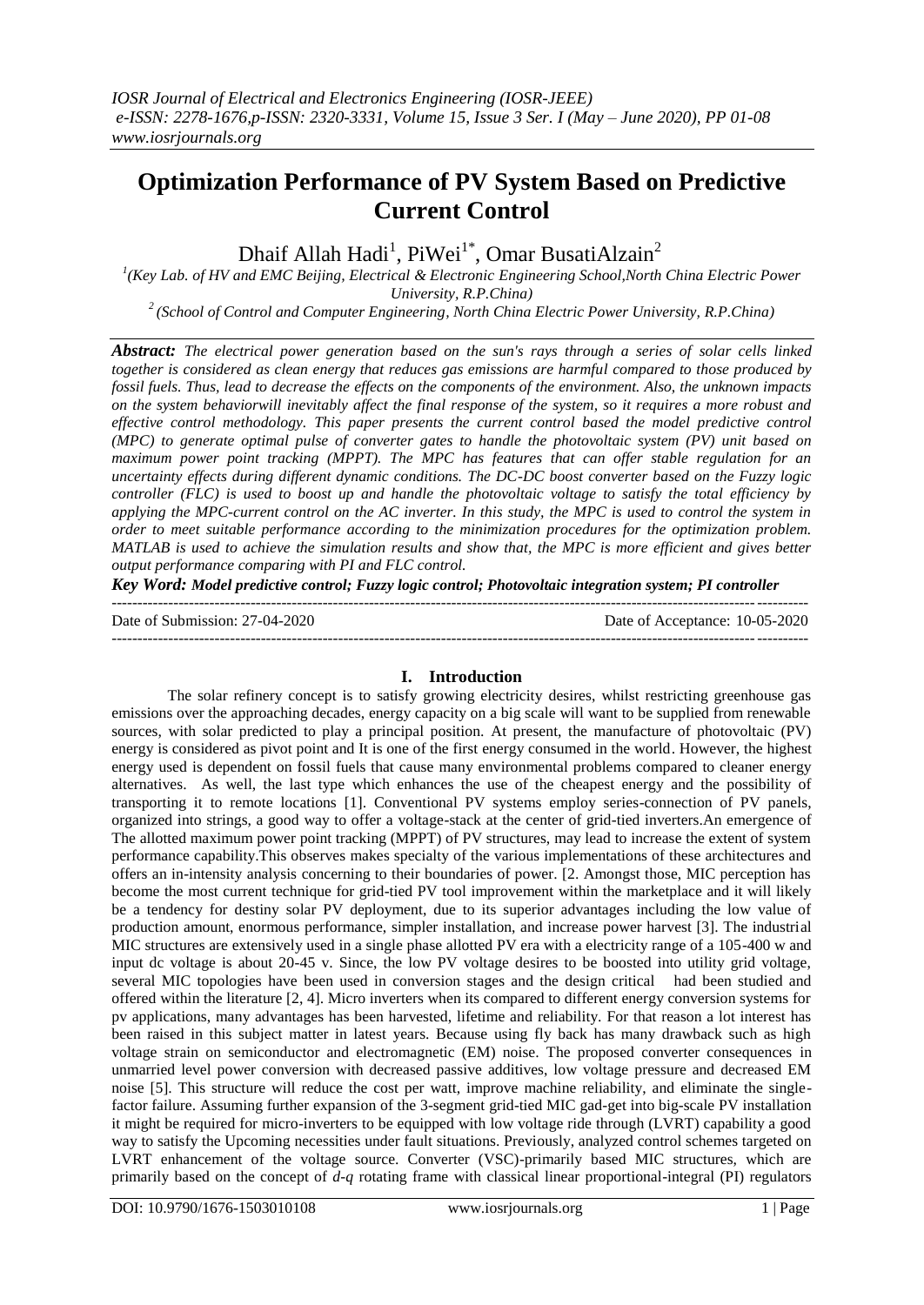# Optimization Performance of PV System Based on Predictive Current Control

Dhaif Allah Hadi[1], PiWei[1*], Omar BusatiAlzain[2]

[1](Key Lab. of HV and EMC Beijing, Electrical & Electronic Engineering School,North China Electric Power University, R.P.China)

[2](School of Control and Computer Engineering, North China Electric Power University, R.P.China)

***Abstract:*** *The electrical power generation based on the sun's rays through a series of solar cells linked together is considered as clean energy that reduces gas emissions are harmful compared to those produced by fossil fuels. Thus, lead to decrease the effects on the components of the environment. Also, the unknown impacts on the system behaviorwill inevitably affect the final response of the system, so it requires a more robust and effective control methodology. This paper presents the current control based the model predictive control (MPC) to generate optimal pulse of converter gates to handle the photovoltaic system (PV) unit based on maximum power point tracking (MPPT). The MPC has features that can offer stable regulation for an uncertainty effects during different dynamic conditions. The DC-DC boost converter based on the Fuzzy logic controller (FLC) is used to boost up and handle the photovoltaic voltage to satisfy the total efficiency by applying the MPC-current control on the AC inverter. In this study, the MPC is used to control the system in order to meet suitable performance according to the minimization procedures for the optimization problem. MATLAB is used to achieve the simulation results and show that, the MPC is more efficient and gives better output performance comparing with PI and FLC control.*

***Key Word:*** ***Model predictive control; Fuzzy logic control; Photovoltaic integration system; PI controller***

---

Date of Submission: 27-04-2020 Date of Acceptance: 10-05-2020

---

## I. Introduction

The solar refinery concept is to satisfy growing electricity desires, whilst restricting greenhouse gas emissions over the approaching decades, energy capacity on a big scale will want to be supplied from renewable sources, with solar predicted to play a principal position. At present, the manufacture of photovoltaic (PV) energy is considered as pivot point and It is one of the first energy consumed in the world. However, the highest energy used is dependent on fossil fuels that cause many environmental problems compared to cleaner energy alternatives. As well, the last type which enhances the use of the cheapest energy and the possibility of transporting it to remote locations [1]. Conventional PV systems employ series-connection of PV panels, organized into strings, a good way to offer a voltage-stack at the center of grid-tied inverters.An emergence of The allotted maximum power point tracking (MPPT) of PV structures, may lead to increase the extent of system performance capability.This observes makes specialty of the various implementations of these architectures and offers an in-intensity analysis concerning to their boundaries of power. [2. Amongst those, MIC perception has become the most current technique for grid-tied PV tool improvement within the marketplace and it will likely be a tendency for destiny solar PV deployment, due to its superior advantages including the low value of production amount, enormous performance, simpler installation, and increase power harvest [3]. The industrial MIC structures are extensively used in a single phase allotted PV era with a electricity range of a 105-400 w and input dc voltage is about 20-45 v. Since, the low PV voltage desires to be boosted into utility grid voltage, several MIC topologies have been used in conversion stages and the design critical had been studied and offered within the literature [2, 4]. Micro inverters when its compared to different energy conversion systems for pv applications, many advantages has been harvested, lifetime and reliability. For that reason a lot interest has been raised in this subject matter in latest years. Because using fly back has many drawback such as high voltage strain on semiconductor and electromagnetic (EM) noise. The proposed converter consequences in unmarried level power conversion with decreased passive additives, low voltage pressure and decreased EM noise [5]. This structure will reduce the cost per watt, improve machine reliability, and eliminate the single-factor failure. Assuming further expansion of the 3-segment grid-tied MIC gad-get into big-scale PV installation it might be required for micro-inverters to be equipped with low voltage ride through (LVRT) capability a good way to satisfy the Upcoming necessities under fault situations. Previously, analyzed control schemes targeted on LVRT enhancement of the voltage source. Converter (VSC)-primarily based MIC structures, which are primarily based on the concept of *d-q* rotating frame with classical linear proportional-integral (PI) regulators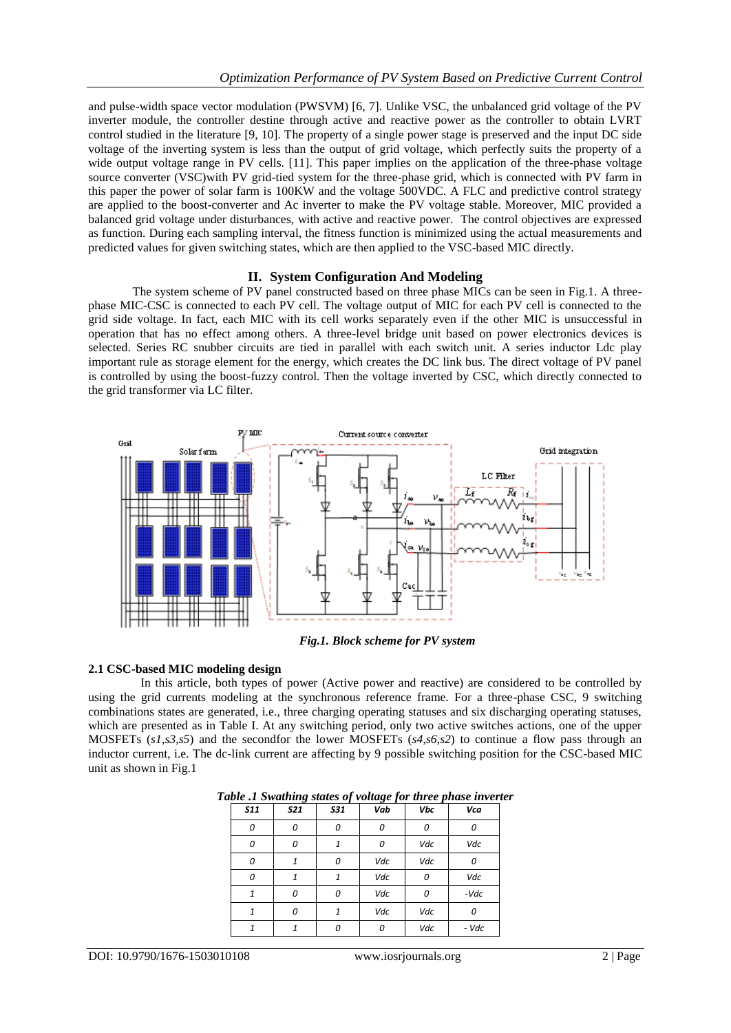and pulse-width space vector modulation (PWSVM) [6, 7]. Unlike VSC, the unbalanced grid voltage of the PV inverter module, the controller destine through active and reactive power as the controller to obtain LVRT control studied in the literature [9, 10]. The property of a single power stage is preserved and the input DC side voltage of the inverting system is less than the output of grid voltage, which perfectly suits the property of a wide output voltage range in PV cells. [11]. This paper implies on the application of the three-phase voltage source converter (VSC)with PV grid-tied system for the three-phase grid, which is connected with PV farm in this paper the power of solar farm is 100KW and the voltage 500VDC. A FLC and predictive control strategy are applied to the boost-converter and Ac inverter to make the PV voltage stable. Moreover, MIC provided a balanced grid voltage under disturbances, with active and reactive power. The control objectives are expressed as function. During each sampling interval, the fitness function is minimized using the actual measurements and predicted values for given switching states, which are then applied to the VSC-based MIC directly.

## II. System Configuration And Modeling

The system scheme of PV panel constructed based on three phase MICs can be seen in Fig.1. A three-phase MIC-CSC is connected to each PV cell. The voltage output of MIC for each PV cell is connected to the grid side voltage. In fact, each MIC with its cell works separately even if the other MIC is unsuccessful in operation that has no effect among others. A three-level bridge unit based on power electronics devices is selected. Series RC snubber circuits are tied in parallel with each switch unit. A series inductor Ldc play important rule as storage element for the energy, which creates the DC link bus. The direct voltage of PV panel is controlled by using the boost-fuzzy control. Then the voltage inverted by CSC, which directly connected to the grid transformer via LC filter.

*Fig.1. Block scheme for PV system*

### 2.1 CSC-based MIC modeling design

In this article, both types of power (Active power and reactive) are considered to be controlled by using the grid currents modeling at the synchronous reference frame. For a three-phase CSC, 9 switching combinations states are generated, i.e., three charging operating statuses and six discharging operating statuses, which are presented as in Table I. At any switching period, only two active switches actions, one of the upper MOSFETs (*s1*,*s3*,*s5*) and the secondfor the lower MOSFETs (*s4*,*s6*,*s2*) to continue a flow pass through an inductor current, i.e. The dc-link current are affecting by 9 possible switching position for the CSC-based MIC unit as shown in Fig.1

*Table .1 Swathing states of voltage for three phase inverter*

| S11 | S21 | S31 | Vab | Vbc | Vca |
|---|---|---|---|---|---|
| 0 | 0 | 0 | 0 | 0 | 0 |
| 0 | 0 | 1 | 0 | Vdc | Vdc |
| 0 | 1 | 0 | Vdc | Vdc | 0 |
| 0 | 1 | 1 | Vdc | 0 | Vdc |
| 1 | 0 | 0 | Vdc | 0 | -Vdc |
| 1 | 0 | 1 | Vdc | Vdc | 0 |
| 1 | 1 | 0 | 0 | Vdc | - Vdc |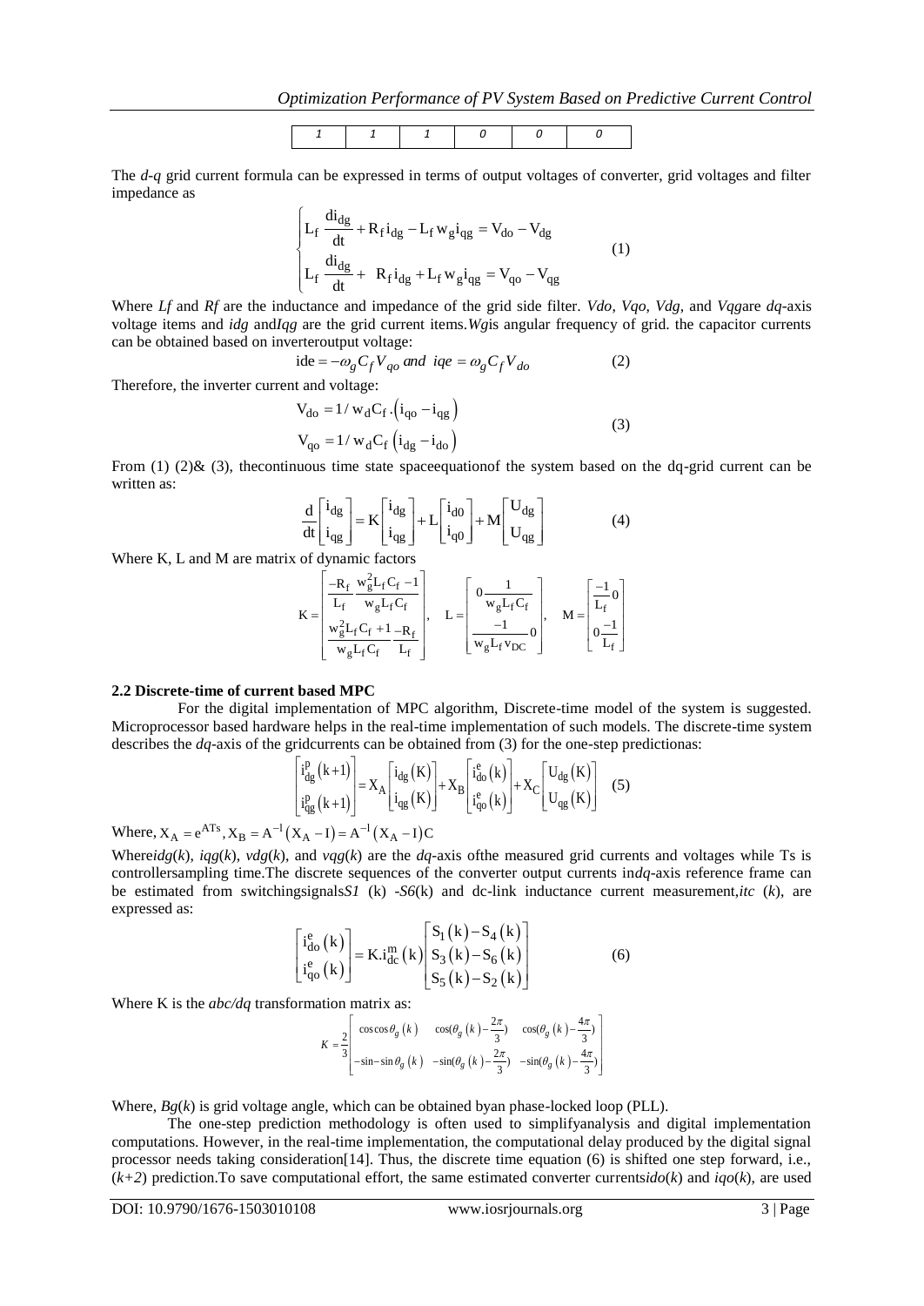| 1 | 1 | 1 | 0 | 0 | 0 |
|---|---|---|---|---|---|

The *d-q* grid current formula can be expressed in terms of output voltages of converter, grid voltages and filter impedance as

$$\begin{cases} L_f \dfrac{di_{dg}}{dt} + R_f i_{dg} - L_f w_g i_{qg} = V_{do} - V_{dg} \\ L_f \dfrac{di_{dg}}{dt} + R_f i_{dg} + L_f w_g i_{qg} = V_{qo} - V_{qg} \end{cases} \quad (1)$$

Where *Lf* and *Rf* are the inductance and impedance of the grid side filter. *Vdo*, *Vqo*, *Vdg*, and *Vqg*are *dq*-axis voltage items and *idg* and*Iqg* are the grid current items.*Wg*is angular frequency of grid. the capacitor currents can be obtained based on inverteroutput voltage:

$$\text{ide} = -\omega_g C_f V_{qo} \text{ and } iqe = \omega_g C_f V_{do} \quad (2)$$

Therefore, the inverter current and voltage:

$$\begin{aligned} V_{do} &= 1/w_d C_f \cdot \left(i_{qo} - i_{qg}\right) \\ V_{qo} &= 1/w_d C_f \left(i_{dg} - i_{do}\right) \end{aligned} \quad (3)$$

From (1) (2)& (3), thecontinuous time state spaceequationof the system based on the dq-grid current can be written as:

$$\frac{d}{dt}\begin{bmatrix} i_{dg} \\ i_{qg} \end{bmatrix} = K \begin{bmatrix} i_{dg} \\ i_{qg} \end{bmatrix} + L \begin{bmatrix} i_{d0} \\ i_{q0} \end{bmatrix} + M \begin{bmatrix} U_{dg} \\ U_{qg} \end{bmatrix} \quad (4)$$

Where K, L and M are matrix of dynamic factors

$$K = \begin{bmatrix} \dfrac{-R_f}{L_f} & \dfrac{w_g^2 L_f C_f - 1}{w_g L_f C_f} \\ \dfrac{w_g^2 L_f C_f + 1}{w_g L_f C_f} & \dfrac{-R_f}{L_f} \end{bmatrix}, \quad L = \begin{bmatrix} 0 & \dfrac{1}{w_g L_f C_f} \\ \dfrac{-1}{w_g L_f v_{DC}} & 0 \end{bmatrix}, \quad M = \begin{bmatrix} \dfrac{-1}{L_f} & 0 \\ 0 & \dfrac{-1}{L_f} \end{bmatrix}$$

### 2.2 Discrete-time of current based MPC

For the digital implementation of MPC algorithm, Discrete-time model of the system is suggested. Microprocessor based hardware helps in the real-time implementation of such models. The discrete-time system describes the *dq*-axis of the gridcurrents can be obtained from (3) for the one-step predictionas:

$$\begin{bmatrix} i_{dg}^{p}(k+1) \\ i_{qg}^{p}(k+1) \end{bmatrix} = X_A \begin{bmatrix} i_{dg}(K) \\ i_{qg}(K) \end{bmatrix} + X_B \begin{bmatrix} i_{do}^{e}(k) \\ i_{qo}^{e}(k) \end{bmatrix} + X_C \begin{bmatrix} U_{dg}(K) \\ U_{qg}(K) \end{bmatrix} \quad (5)$$

Where, $X_A = e^{ATs}, X_B = A^{-1}\left(X_A - I\right) = A^{-1}\left(X_A - I\right)C$

Where*idg*(*k*), *iqg*(*k*), *vdg*(*k*), and *vqg*(*k*) are the *dq*-axis ofthe measured grid currents and voltages while Ts is controllersampling time.The discrete sequences of the converter output currents in*dq*-axis reference frame can be estimated from switchingsignals*S1* (k) -*S6*(k) and dc-link inductance current measurement,*itc* (*k*), are expressed as:

$$\begin{bmatrix} i_{do}^{e}(k) \\ i_{qo}^{e}(k) \end{bmatrix} = K . i_{dc}^{m}(k) \begin{bmatrix} S_1(k) - S_4(k) \\ S_3(k) - S_6(k) \\ S_5(k) - S_2(k) \end{bmatrix} \quad (6)$$

Where K is the *abc/dq* transformation matrix as:

$$K = \frac{2}{3}\begin{bmatrix} \cos\cos\theta_g(k) & \cos(\theta_g(k) - \frac{2\pi}{3}) & \cos(\theta_g(k) - \frac{4\pi}{3}) \\ -\sin - \sin\theta_g(k) & -\sin(\theta_g(k) - \frac{2\pi}{3}) & -\sin(\theta_g(k) - \frac{4\pi}{3}) \end{bmatrix}$$

Where, *Bg*(*k*) is grid voltage angle, which can be obtained byan phase-locked loop (PLL).

The one-step prediction methodology is often used to simplifyanalysis and digital implementation computations. However, in the real-time implementation, the computational delay produced by the digital signal processor needs taking consideration[14]. Thus, the discrete time equation (6) is shifted one step forward, i.e., (*k+2*) prediction.To save computational effort, the same estimated converter currents*ido*(*k*) and *iqo*(*k*), are used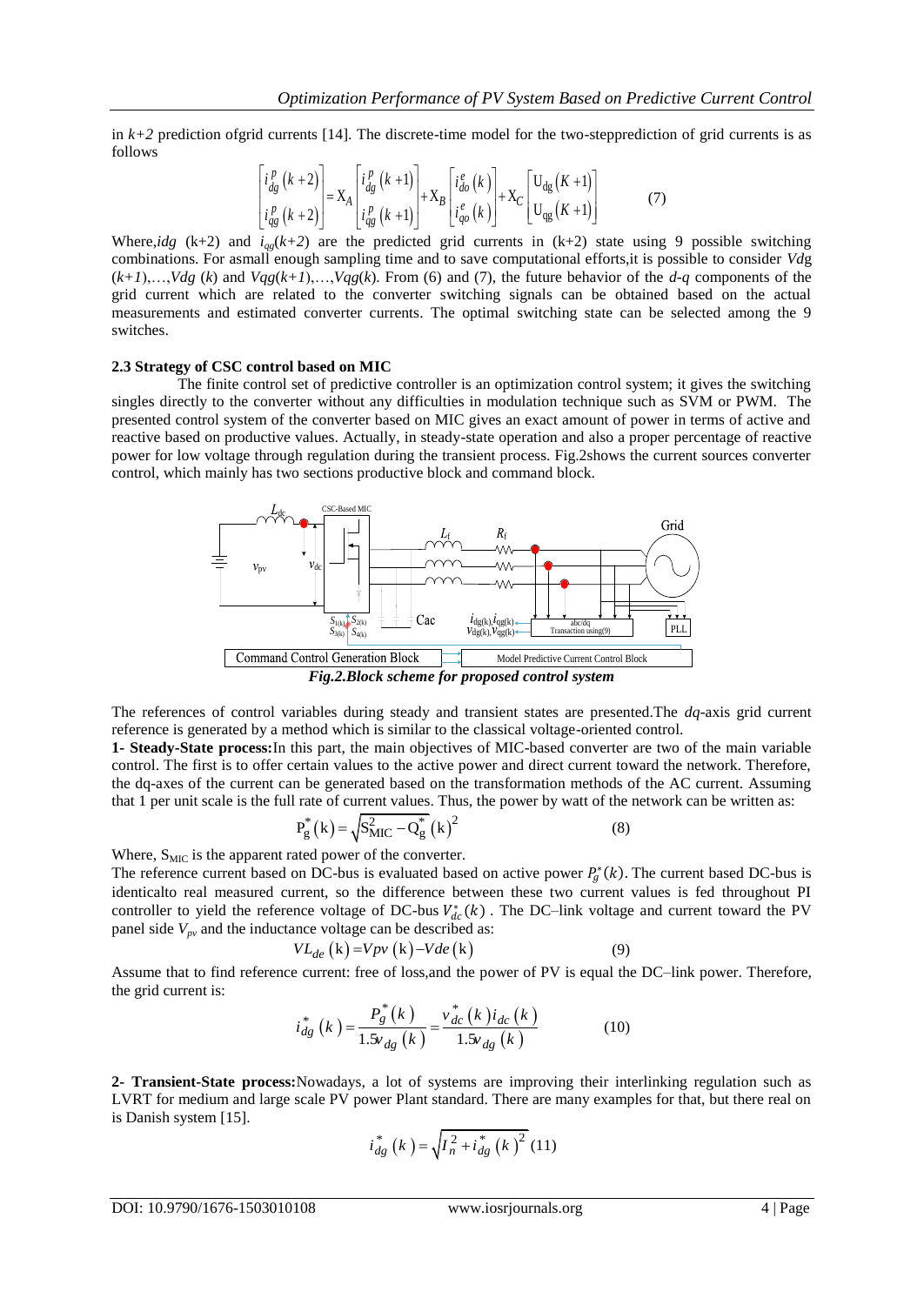in $k+2$ prediction ofgrid currents [14]. The discrete-time model for the two-stepprediction of grid currents is as follows

$$\begin{bmatrix} i_{dg}^{p}(k+2) \\ i_{qg}^{p}(k+2) \end{bmatrix} = X_A \begin{bmatrix} i_{dg}^{p}(k+1) \\ i_{qg}^{p}(k+1) \end{bmatrix} + X_B \begin{bmatrix} i_{do}^{e}(k) \\ i_{qo}^{e}(k) \end{bmatrix} + X_C \begin{bmatrix} U_{dg}(K+1) \\ U_{qg}(K+1) \end{bmatrix} \quad (7)$$

Where,$idg$ (k+2) and $i_{qg}(k+2)$ are the predicted grid currents in (k+2) state using 9 possible switching combinations. For asmall enough sampling time and to save computational efforts,it is possible to consider $Vdg$ $(k+1)$,…,$Vdg$ $(k)$ and $Vqg(k+1)$,…,$Vqg(k)$. From (6) and (7), the future behavior of the $d$-$q$ components of the grid current which are related to the converter switching signals can be obtained based on the actual measurements and estimated converter currents. The optimal switching state can be selected among the 9 switches.

**2.3 Strategy of CSC control based on MIC**

The finite control set of predictive controller is an optimization control system; it gives the switching singles directly to the converter without any difficulties in modulation technique such as SVM or PWM. The presented control system of the converter based on MIC gives an exact amount of power in terms of active and reactive based on productive values. Actually, in steady-state operation and also a proper percentage of reactive power for low voltage through regulation during the transient process. Fig.2shows the current sources converter control, which mainly has two sections productive block and command block.

*Fig.2.Block scheme for proposed control system*

The references of control variables during steady and transient states are presented.The $dq$-axis grid current reference is generated by a method which is similar to the classical voltage-oriented control.

**1- Steady-State process:**In this part, the main objectives of MIC-based converter are two of the main variable control. The first is to offer certain values to the active power and direct current toward the network. Therefore, the dq-axes of the current can be generated based on the transformation methods of the AC current. Assuming that 1 per unit scale is the full rate of current values. Thus, the power by watt of the network can be written as:

$$P_g^*(k) = \sqrt{S_{MIC}^2 - Q_g^*(k)^2} \quad (8)$$

Where, $S_{MIC}$ is the apparent rated power of the converter.

The reference current based on DC-bus is evaluated based on active power $P_g^*(k)$. The current based DC-bus is identicalto real measured current, so the difference between these two current values is fed throughout PI controller to yield the reference voltage of DC-bus $V_{dc}^*(k)$ . The DC–link voltage and current toward the PV panel side $V_{pv}$ and the inductance voltage can be described as:

$$VL_{de}(k) = Vpv(k) - Vde(k) \quad (9)$$

Assume that to find reference current: free of loss,and the power of PV is equal the DC–link power. Therefore, the grid current is:

$$i_{dg}^*(k) = \frac{P_g^*(k)}{1.5v_{dg}(k)} = \frac{v_{dc}^*(k)\, i_{dc}(k)}{1.5v_{dg}(k)} \quad (10)$$

**2- Transient-State process:**Nowadays, a lot of systems are improving their interlinking regulation such as LVRT for medium and large scale PV power Plant standard. There are many examples for that, but there real on is Danish system [15].

$$i_{dg}^*(k) = \sqrt{I_n^2 + i_{dg}^*(k)^2} \quad (11)$$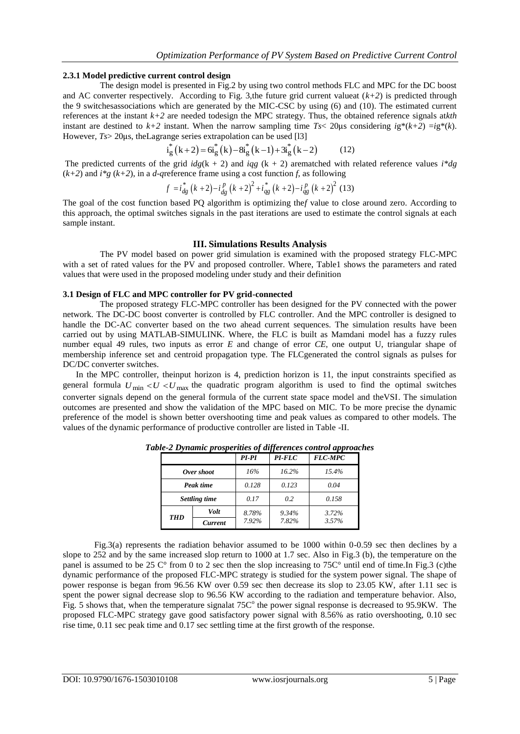#### 2.3.1 Model predictive current control design

The design model is presented in Fig.2 by using two control methods FLC and MPC for the DC boost and AC converter respectively. According to Fig. 3,the future grid current valueat $(k+2)$ is predicted through the 9 switchesassociations which are generated by the MIC-CSC by using (6) and (10). The estimated current references at the instant $k+2$ are needed todesign the MPC strategy. Thus, the obtained reference signals at*kth* instant are destined to $k+2$ instant. When the narrow sampling time $Ts< 20\mu s$ considering $i_g^*(k+2) = i_g^*(k)$. However, $Ts> 20\mu s$, theLagrange series extrapolation can be used [13]

$$i_g^*(k+2) = 6i_g^*(k) - 8i_g^*(k-1) + 3i_g^*(k-2) \quad (12)$$

The predicted currents of the grid $i_{dg}(k+2)$ and $i_{qg}(k+2)$ arematched with related reference values $i^*_{dg}(k+2)$ and $i^*_g(k+2)$, in a *d-q*reference frame using a cost function *f*, as following

$$f = i_{dg}^*(k+2) - i_{dg}^p(k+2)^2 + i_{qg}^*(k+2) - i_{qg}^p(k+2)^2 \quad (13)$$

The goal of the cost function based PQ algorithm is optimizing the*f* value to close around zero. According to this approach, the optimal switches signals in the past iterations are used to estimate the control signals at each sample instant.

## III. Simulations Results Analysis

The PV model based on power grid simulation is examined with the proposed strategy FLC-MPC with a set of rated values for the PV and proposed controller. Where, Table1 shows the parameters and rated values that were used in the proposed modeling under study and their definition

### 3.1 Design of FLC and MPC controller for PV grid-connected

The proposed strategy FLC-MPC controller has been designed for the PV connected with the power network. The DC-DC boost converter is controlled by FLC controller. And the MPC controller is designed to handle the DC-AC converter based on the two ahead current sequences. The simulation results have been carried out by using MATLAB-SIMULINK. Where, the FLC is built as Mamdani model has a fuzzy rules number equal 49 rules, two inputs as error *E* and change of error *CE*, one output U, triangular shape of membership inference set and centroid propagation type. The FLCgenerated the control signals as pulses for DC/DC converter switches.

In the MPC controller, theinput horizon is 4, prediction horizon is 11, the input constraints specified as general formula $U_{\min} < U < U_{\max}$ the quadratic program algorithm is used to find the optimal switches converter signals depend on the general formula of the current state space model and theVSI. The simulation outcomes are presented and show the validation of the MPC based on MIC. To be more precise the dynamic preference of the model is shown better overshooting time and peak values as compared to other models. The values of the dynamic performance of productive controller are listed in Table -II.

***Table-2 Dynamic prosperities of differences control approaches***

| | | *PI-PI* | *PI-FLC* | *FLC-MPC* |
|---|---|---|---|---|
| *Over shoot* | | 16% | 16.2% | 15.4% |
| *Peak time* | | 0.128 | 0.123 | 0.04 |
| *Settling time* | | 0.17 | 0.2 | 0.158 |
| *THD* | *Volt* | 8.78% | 9.34% | 3.72% |
| | *Current* | 7.92% | 7.82% | 3.57% |

Fig.3(a) represents the radiation behavior assumed to be 1000 within 0-0.59 sec then declines by a slope to 252 and by the same increased slop return to 1000 at 1.7 sec. Also in Fig.3 (b), the temperature on the panel is assumed to be 25 C° from 0 to 2 sec then the slop increasing to 75C° until end of time.In Fig.3 (c)the dynamic performance of the proposed FLC-MPC strategy is studied for the system power signal. The shape of power response is began from 96.56 KW over 0.59 sec then decrease its slop to 23.05 KW, after 1.11 sec is spent the power signal decrease slop to 96.56 KW according to the radiation and temperature behavior. Also, Fig. 5 shows that, when the temperature signalat 75C° the power signal response is decreased to 95.9KW. The proposed FLC-MPC strategy gave good satisfactory power signal with 8.56% as ratio overshooting, 0.10 sec rise time, 0.11 sec peak time and 0.17 sec settling time at the first growth of the response.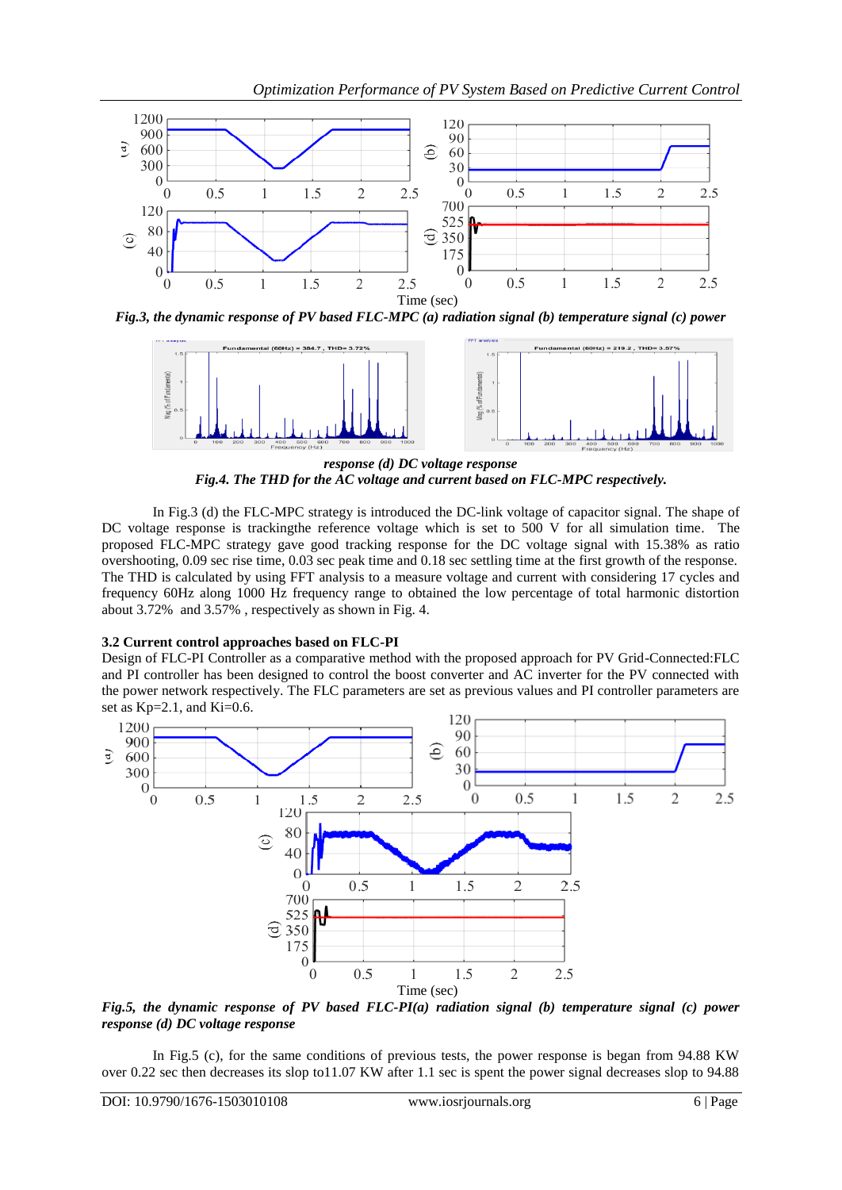*Fig.3, the dynamic response of PV based FLC-MPC (a) radiation signal (b) temperature signal (c) power response (d) DC voltage response*

***Fig.4. The THD for the AC voltage and current based on FLC-MPC respectively.***

In Fig.3 (d) the FLC-MPC strategy is introduced the DC-link voltage of capacitor signal. The shape of DC voltage response is trackingthe reference voltage which is set to 500 V for all simulation time. The proposed FLC-MPC strategy gave good tracking response for the DC voltage signal with 15.38% as ratio overshooting, 0.09 sec rise time, 0.03 sec peak time and 0.18 sec settling time at the first growth of the response. The THD is calculated by using FFT analysis to a measure voltage and current with considering 17 cycles and frequency 60Hz along 1000 Hz frequency range to obtained the low percentage of total harmonic distortion about 3.72% and 3.57% , respectively as shown in Fig. 4.

### 3.2 Current control approaches based on FLC-PI

Design of FLC-PI Controller as a comparative method with the proposed approach for PV Grid-Connected:FLC and PI controller has been designed to control the boost converter and AC inverter for the PV connected with the power network respectively. The FLC parameters are set as previous values and PI controller parameters are set as Kp=2.1, and Ki=0.6.

***Fig.5, the dynamic response of PV based FLC-PI(a) radiation signal (b) temperature signal (c) power response (d) DC voltage response***

In Fig.5 (c), for the same conditions of previous tests, the power response is began from 94.88 KW over 0.22 sec then decreases its slop to11.07 KW after 1.1 sec is spent the power signal decreases slop to 94.88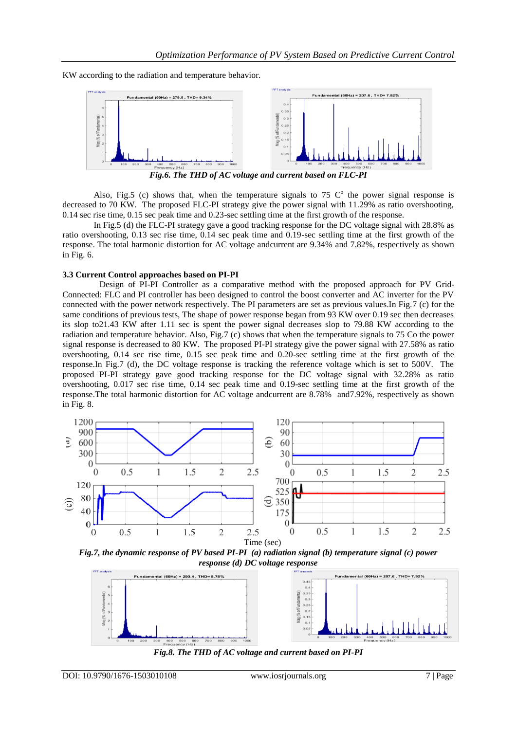KW according to the radiation and temperature behavior.

Fig.6. The THD of AC voltage and current based on FLC-PI

Also, Fig.5 (c) shows that, when the temperature signals to 75 C° the power signal response is decreased to 70 KW. The proposed FLC-PI strategy give the power signal with 11.29% as ratio overshooting, 0.14 sec rise time, 0.15 sec peak time and 0.23-sec settling time at the first growth of the response.

In Fig.5 (d) the FLC-PI strategy gave a good tracking response for the DC voltage signal with 28.8% as ratio overshooting, 0.13 sec rise time, 0.14 sec peak time and 0.19-sec settling time at the first growth of the response. The total harmonic distortion for AC voltage andcurrent are 9.34% and 7.82%, respectively as shown in Fig. 6.

### 3.3 Current Control approaches based on PI-PI

Design of PI-PI Controller as a comparative method with the proposed approach for PV Grid-Connected: FLC and PI controller has been designed to control the boost converter and AC inverter for the PV connected with the power network respectively. The PI parameters are set as previous values.In Fig.7 (c) for the same conditions of previous tests, The shape of power response began from 93 KW over 0.19 sec then decreases its slop to21.43 KW after 1.11 sec is spent the power signal decreases slop to 79.88 KW according to the radiation and temperature behavior. Also, Fig.7 (c) shows that when the temperature signals to 75 Co the power signal response is decreased to 80 KW. The proposed PI-PI strategy give the power signal with 27.58% as ratio overshooting, 0.14 sec rise time, 0.15 sec peak time and 0.20-sec settling time at the first growth of the response.In Fig.7 (d), the DC voltage response is tracking the reference voltage which is set to 500V. The proposed PI-PI strategy gave good tracking response for the DC voltage signal with 32.28% as ratio overshooting, 0.017 sec rise time, 0.14 sec peak time and 0.19-sec settling time at the first growth of the response.The total harmonic distortion for AC voltage andcurrent are 8.78% and7.92%, respectively as shown in Fig. 8.

Fig.7, the dynamic response of PV based PI-PI (a) radiation signal (b) temperature signal (c) power response (d) DC voltage response

Fig.8. The THD of AC voltage and current based on PI-PI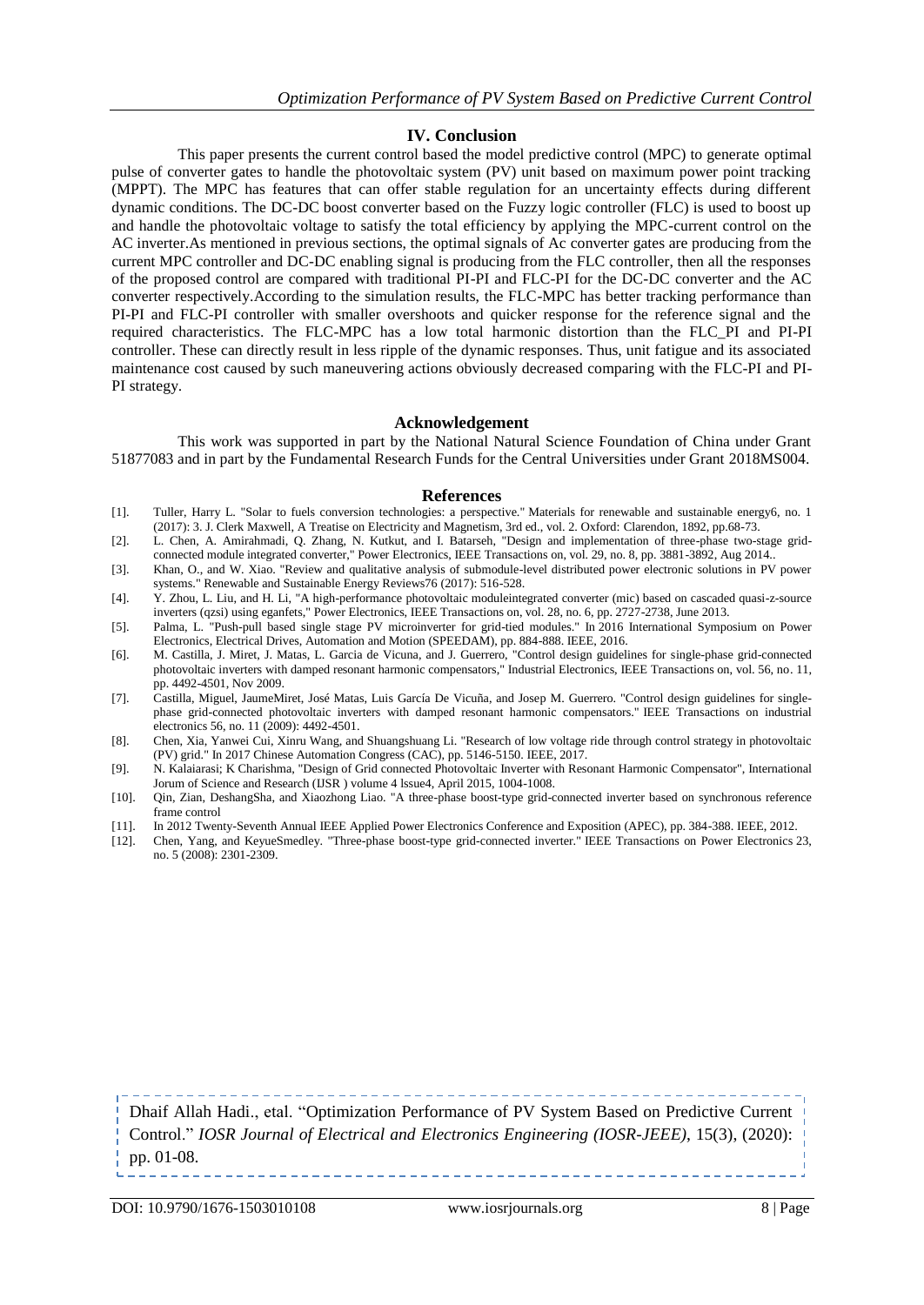## IV. Conclusion

This paper presents the current control based the model predictive control (MPC) to generate optimal pulse of converter gates to handle the photovoltaic system (PV) unit based on maximum power point tracking (MPPT). The MPC has features that can offer stable regulation for an uncertainty effects during different dynamic conditions. The DC-DC boost converter based on the Fuzzy logic controller (FLC) is used to boost up and handle the photovoltaic voltage to satisfy the total efficiency by applying the MPC-current control on the AC inverter.As mentioned in previous sections, the optimal signals of Ac converter gates are producing from the current MPC controller and DC-DC enabling signal is producing from the FLC controller, then all the responses of the proposed control are compared with traditional PI-PI and FLC-PI for the DC-DC converter and the AC converter respectively.According to the simulation results, the FLC-MPC has better tracking performance than PI-PI and FLC-PI controller with smaller overshoots and quicker response for the reference signal and the required characteristics. The FLC-MPC has a low total harmonic distortion than the FLC_PI and PI-PI controller. These can directly result in less ripple of the dynamic responses. Thus, unit fatigue and its associated maintenance cost caused by such maneuvering actions obviously decreased comparing with the FLC-PI and PI-PI strategy.

## Acknowledgement

This work was supported in part by the National Natural Science Foundation of China under Grant 51877083 and in part by the Fundamental Research Funds for the Central Universities under Grant 2018MS004.

## References

[1]. Tuller, Harry L. "Solar to fuels conversion technologies: a perspective." Materials for renewable and sustainable energy6, no. 1 (2017): 3. J. Clerk Maxwell, A Treatise on Electricity and Magnetism, 3rd ed., vol. 2. Oxford: Clarendon, 1892, pp.68-73.

[2]. L. Chen, A. Amirahmadi, Q. Zhang, N. Kutkut, and I. Batarseh, "Design and implementation of three-phase two-stage grid-connected module integrated converter," Power Electronics, IEEE Transactions on, vol. 29, no. 8, pp. 3881-3892, Aug 2014..

[3]. Khan, O., and W. Xiao. "Review and qualitative analysis of submodule-level distributed power electronic solutions in PV power systems." Renewable and Sustainable Energy Reviews76 (2017): 516-528.

[4]. Y. Zhou, L. Liu, and H. Li, "A high-performance photovoltaic moduleintegrated converter (mic) based on cascaded quasi-z-source inverters (qzsi) using eganfets," Power Electronics, IEEE Transactions on, vol. 28, no. 6, pp. 2727-2738, June 2013.

[5]. Palma, L. "Push-pull based single stage PV microinverter for grid-tied modules." In 2016 International Symposium on Power Electronics, Electrical Drives, Automation and Motion (SPEEDAM), pp. 884-888. IEEE, 2016.

[6]. M. Castilla, J. Miret, J. Matas, L. Garcia de Vicuna, and J. Guerrero, "Control design guidelines for single-phase grid-connected photovoltaic inverters with damped resonant harmonic compensators," Industrial Electronics, IEEE Transactions on, vol. 56, no. 11, pp. 4492-4501, Nov 2009.

[7]. Castilla, Miguel, JaumeMiret, José Matas, Luis García De Vicuña, and Josep M. Guerrero. "Control design guidelines for single-phase grid-connected photovoltaic inverters with damped resonant harmonic compensators." IEEE Transactions on industrial electronics 56, no. 11 (2009): 4492-4501.

[8]. Chen, Xia, Yanwei Cui, Xinru Wang, and Shuangshuang Li. "Research of low voltage ride through control strategy in photovoltaic (PV) grid." In 2017 Chinese Automation Congress (CAC), pp. 5146-5150. IEEE, 2017.

[9]. N. Kalaiarasi; K Charishma, "Design of Grid connected Photovoltaic Inverter with Resonant Harmonic Compensator", International Jorum of Science and Research (IJSR ) volume 4 lssue4, April 2015, 1004-1008.

[10]. Qin, Zian, DeshangSha, and Xiaozhong Liao. "A three-phase boost-type grid-connected inverter based on synchronous reference frame control

[11]. In 2012 Twenty-Seventh Annual IEEE Applied Power Electronics Conference and Exposition (APEC), pp. 384-388. IEEE, 2012.

[12]. Chen, Yang, and KeyueSmedley. "Three-phase boost-type grid-connected inverter." IEEE Transactions on Power Electronics 23, no. 5 (2008): 2301-2309.

Dhaif Allah Hadi., etal. "Optimization Performance of PV System Based on Predictive Current Control." *IOSR Journal of Electrical and Electronics Engineering (IOSR-JEEE)*, 15(3), (2020): pp. 01-08.